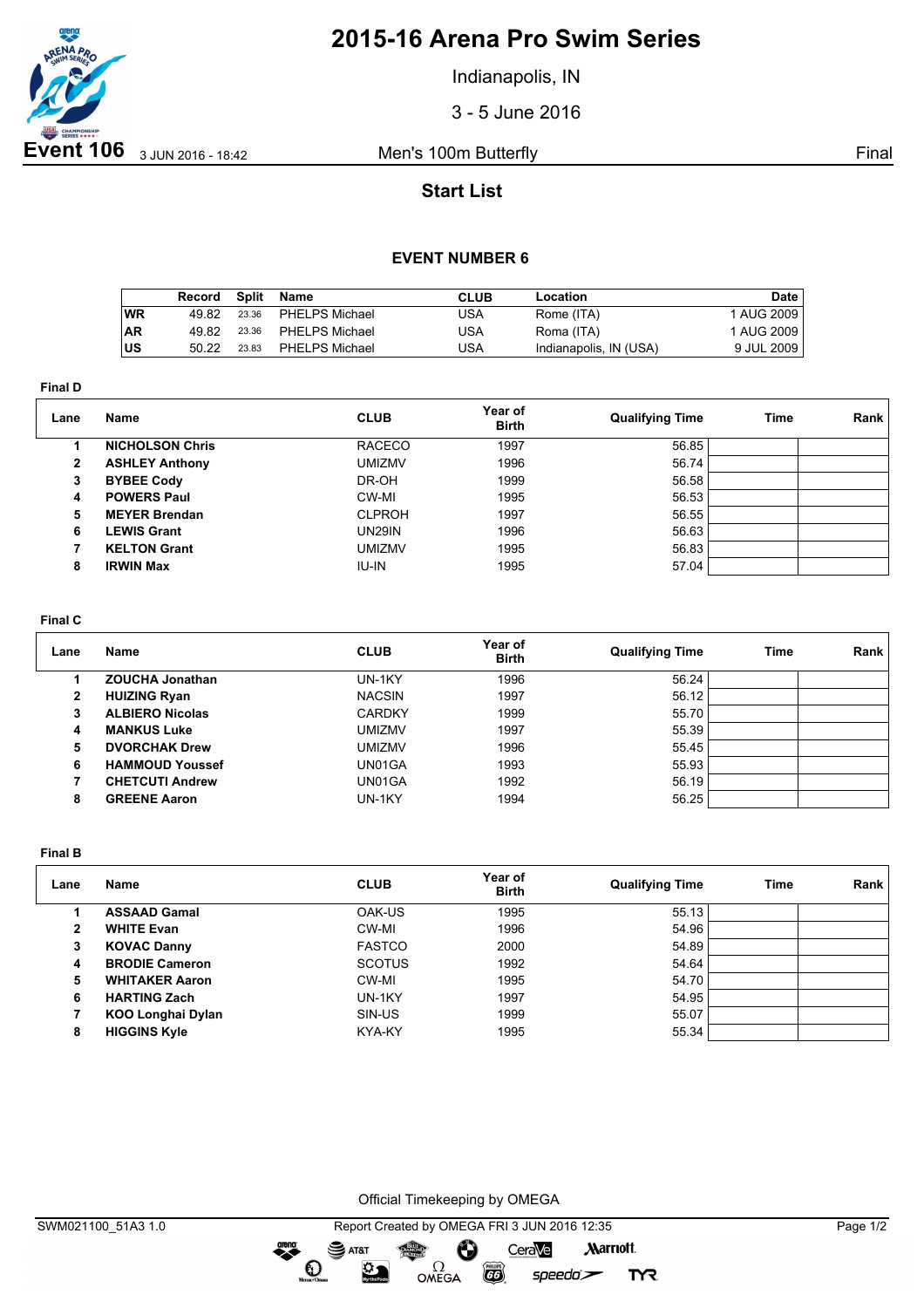# 2015-16 Arena Pro Swim Series

Indianapolis, IN

3 - 5 June 2016

**Event 106** 3 JUN 2016 - 18:42 Men's 100m Butterfly Final

## Start List

### EVENT NUMBER 6

| | Record | Split | Name | CLUB | Location | Date |
|---|---|---|---|---|---|---|
| WR | 49.82 | 23.36 | PHELPS Michael | USA | Rome (ITA) | 1 AUG 2009 |
| AR | 49.82 | 23.36 | PHELPS Michael | USA | Roma (ITA) | 1 AUG 2009 |
| US | 50.22 | 23.83 | PHELPS Michael | USA | Indianapolis, IN (USA) | 9 JUL 2009 |

**Final D**

| Lane | Name | CLUB | Year of Birth | Qualifying Time | Time | Rank |
|---|---|---|---|---|---|---|
| 1 | **NICHOLSON Chris** | RACECO | 1997 | 56.85 | | |
| 2 | **ASHLEY Anthony** | UMIZMV | 1996 | 56.74 | | |
| 3 | **BYBEE Cody** | DR-OH | 1999 | 56.58 | | |
| 4 | **POWERS Paul** | CW-MI | 1995 | 56.53 | | |
| 5 | **MEYER Brendan** | CLPROH | 1997 | 56.55 | | |
| 6 | **LEWIS Grant** | UN29IN | 1996 | 56.63 | | |
| 7 | **KELTON Grant** | UMIZMV | 1995 | 56.83 | | |
| 8 | **IRWIN Max** | IU-IN | 1995 | 57.04 | | |

**Final C**

| Lane | Name | CLUB | Year of Birth | Qualifying Time | Time | Rank |
|---|---|---|---|---|---|---|
| 1 | **ZOUCHA Jonathan** | UN-1KY | 1996 | 56.24 | | |
| 2 | **HUIZING Ryan** | NACSIN | 1997 | 56.12 | | |
| 3 | **ALBIERO Nicolas** | CARDKY | 1999 | 55.70 | | |
| 4 | **MANKUS Luke** | UMIZMV | 1997 | 55.39 | | |
| 5 | **DVORCHAK Drew** | UMIZMV | 1996 | 55.45 | | |
| 6 | **HAMMOUD Youssef** | UN01GA | 1993 | 55.93 | | |
| 7 | **CHETCUTI Andrew** | UN01GA | 1992 | 56.19 | | |
| 8 | **GREENE Aaron** | UN-1KY | 1994 | 56.25 | | |

**Final B**

| Lane | Name | CLUB | Year of Birth | Qualifying Time | Time | Rank |
|---|---|---|---|---|---|---|
| 1 | **ASSAAD Gamal** | OAK-US | 1995 | 55.13 | | |
| 2 | **WHITE Evan** | CW-MI | 1996 | 54.96 | | |
| 3 | **KOVAC Danny** | FASTCO | 2000 | 54.89 | | |
| 4 | **BRODIE Cameron** | SCOTUS | 1992 | 54.64 | | |
| 5 | **WHITAKER Aaron** | CW-MI | 1995 | 54.70 | | |
| 6 | **HARTING Zach** | UN-1KY | 1997 | 54.95 | | |
| 7 | **KOO Longhai Dylan** | SIN-US | 1999 | 55.07 | | |
| 8 | **HIGGINS Kyle** | KYA-KY | 1995 | 55.34 | | |

Official Timekeeping by OMEGA

SWM021100_51A3 1.0 Report Created by OMEGA FRI 3 JUN 2016 12:35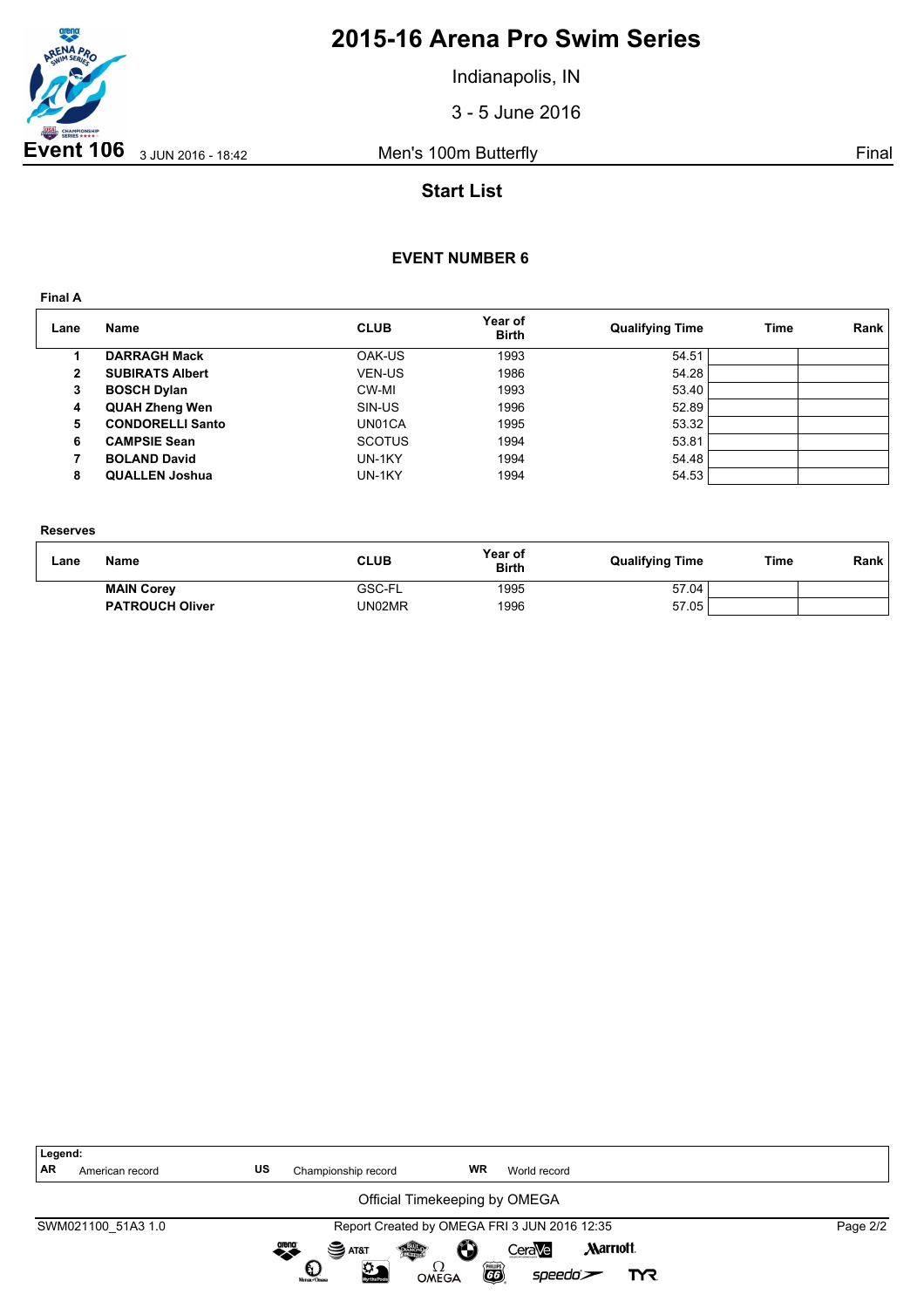# 2015-16 Arena Pro Swim Series

Indianapolis, IN

3 - 5 June 2016

**Event 106** 3 JUN 2016 - 18:42 Men's 100m Butterfly Final

## Start List

### EVENT NUMBER 6

**Final A**

| Lane | Name | CLUB | Year of Birth | Qualifying Time | Time | Rank |
|---|---|---|---|---|---|---|
| 1 | **DARRAGH Mack** | OAK-US | 1993 | 54.51 | | |
| 2 | **SUBIRATS Albert** | VEN-US | 1986 | 54.28 | | |
| 3 | **BOSCH Dylan** | CW-MI | 1993 | 53.40 | | |
| 4 | **QUAH Zheng Wen** | SIN-US | 1996 | 52.89 | | |
| 5 | **CONDORELLI Santo** | UN01CA | 1995 | 53.32 | | |
| 6 | **CAMPSIE Sean** | SCOTUS | 1994 | 53.81 | | |
| 7 | **BOLAND David** | UN-1KY | 1994 | 54.48 | | |
| 8 | **QUALLEN Joshua** | UN-1KY | 1994 | 54.53 | | |

**Reserves**

| Lane | Name | CLUB | Year of Birth | Qualifying Time | Time | Rank |
|---|---|---|---|---|---|---|
| | **MAIN Corey** | GSC-FL | 1995 | 57.04 | | |
| | **PATROUCH Oliver** | UN02MR | 1996 | 57.05 | | |

**Legend:**

| | | | | | |
|---|---|---|---|---|---|
| **AR** | American record | **US** | Championship record | **WR** | World record |

Official Timekeeping by OMEGA

SWM021100_51A3 1.0 Report Created by OMEGA FRI 3 JUN 2016 12:35